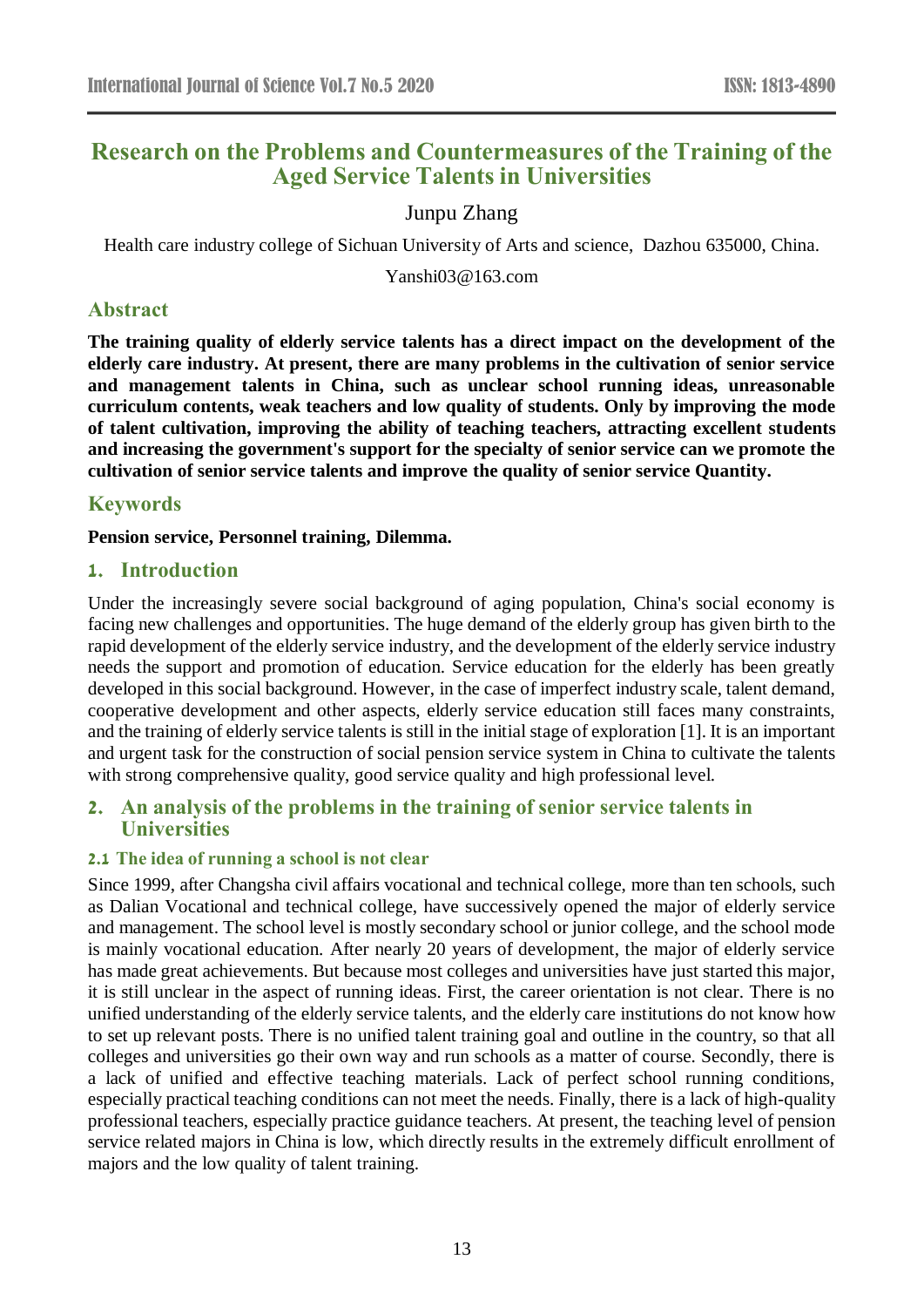# Research on the Problems and Countermeasures of the Training of the Aged Service Talents in Universities

Junpu Zhang

Health care industry college of Sichuan University of Arts and science, Dazhou 635000, China.

Yanshi03@163.com

## Abstract

**The training quality of elderly service talents has a direct impact on the development of the elderly care industry. At present, there are many problems in the cultivation of senior service and management talents in China, such as unclear school running ideas, unreasonable curriculum contents, weak teachers and low quality of students. Only by improving the mode of talent cultivation, improving the ability of teaching teachers, attracting excellent students and increasing the government's support for the specialty of senior service can we promote the cultivation of senior service talents and improve the quality of senior service Quantity.**

## Keywords

**Pension service, Personnel training, Dilemma.**

## 1. Introduction

Under the increasingly severe social background of aging population, China's social economy is facing new challenges and opportunities. The huge demand of the elderly group has given birth to the rapid development of the elderly service industry, and the development of the elderly service industry needs the support and promotion of education. Service education for the elderly has been greatly developed in this social background. However, in the case of imperfect industry scale, talent demand, cooperative development and other aspects, elderly service education still faces many constraints, and the training of elderly service talents is still in the initial stage of exploration [1]. It is an important and urgent task for the construction of social pension service system in China to cultivate the talents with strong comprehensive quality, good service quality and high professional level.

## 2. An analysis of the problems in the training of senior service talents in Universities

### 2.1 The idea of running a school is not clear

Since 1999, after Changsha civil affairs vocational and technical college, more than ten schools, such as Dalian Vocational and technical college, have successively opened the major of elderly service and management. The school level is mostly secondary school or junior college, and the school mode is mainly vocational education. After nearly 20 years of development, the major of elderly service has made great achievements. But because most colleges and universities have just started this major, it is still unclear in the aspect of running ideas. First, the career orientation is not clear. There is no unified understanding of the elderly service talents, and the elderly care institutions do not know how to set up relevant posts. There is no unified talent training goal and outline in the country, so that all colleges and universities go their own way and run schools as a matter of course. Secondly, there is a lack of unified and effective teaching materials. Lack of perfect school running conditions, especially practical teaching conditions can not meet the needs. Finally, there is a lack of high-quality professional teachers, especially practice guidance teachers. At present, the teaching level of pension service related majors in China is low, which directly results in the extremely difficult enrollment of majors and the low quality of talent training.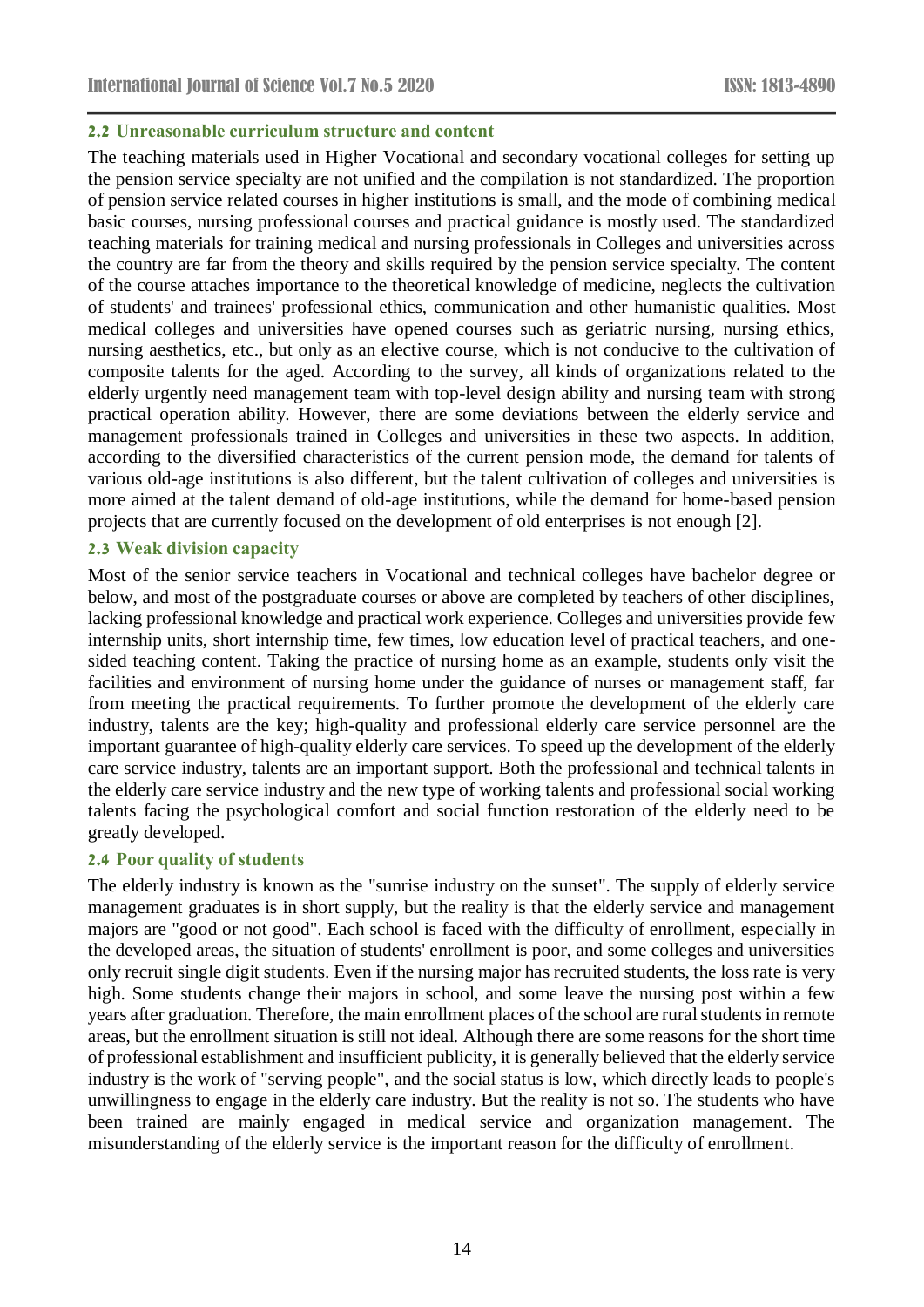### 2.2 Unreasonable curriculum structure and content

The teaching materials used in Higher Vocational and secondary vocational colleges for setting up the pension service specialty are not unified and the compilation is not standardized. The proportion of pension service related courses in higher institutions is small, and the mode of combining medical basic courses, nursing professional courses and practical guidance is mostly used. The standardized teaching materials for training medical and nursing professionals in Colleges and universities across the country are far from the theory and skills required by the pension service specialty. The content of the course attaches importance to the theoretical knowledge of medicine, neglects the cultivation of students' and trainees' professional ethics, communication and other humanistic qualities. Most medical colleges and universities have opened courses such as geriatric nursing, nursing ethics, nursing aesthetics, etc., but only as an elective course, which is not conducive to the cultivation of composite talents for the aged. According to the survey, all kinds of organizations related to the elderly urgently need management team with top-level design ability and nursing team with strong practical operation ability. However, there are some deviations between the elderly service and management professionals trained in Colleges and universities in these two aspects. In addition, according to the diversified characteristics of the current pension mode, the demand for talents of various old-age institutions is also different, but the talent cultivation of colleges and universities is more aimed at the talent demand of old-age institutions, while the demand for home-based pension projects that are currently focused on the development of old enterprises is not enough [2].

### 2.3 Weak division capacity

Most of the senior service teachers in Vocational and technical colleges have bachelor degree or below, and most of the postgraduate courses or above are completed by teachers of other disciplines, lacking professional knowledge and practical work experience. Colleges and universities provide few internship units, short internship time, few times, low education level of practical teachers, and one-sided teaching content. Taking the practice of nursing home as an example, students only visit the facilities and environment of nursing home under the guidance of nurses or management staff, far from meeting the practical requirements. To further promote the development of the elderly care industry, talents are the key; high-quality and professional elderly care service personnel are the important guarantee of high-quality elderly care services. To speed up the development of the elderly care service industry, talents are an important support. Both the professional and technical talents in the elderly care service industry and the new type of working talents and professional social working talents facing the psychological comfort and social function restoration of the elderly need to be greatly developed.

### 2.4 Poor quality of students

The elderly industry is known as the "sunrise industry on the sunset". The supply of elderly service management graduates is in short supply, but the reality is that the elderly service and management majors are "good or not good". Each school is faced with the difficulty of enrollment, especially in the developed areas, the situation of students' enrollment is poor, and some colleges and universities only recruit single digit students. Even if the nursing major has recruited students, the loss rate is very high. Some students change their majors in school, and some leave the nursing post within a few years after graduation. Therefore, the main enrollment places of the school are rural students in remote areas, but the enrollment situation is still not ideal. Although there are some reasons for the short time of professional establishment and insufficient publicity, it is generally believed that the elderly service industry is the work of "serving people", and the social status is low, which directly leads to people's unwillingness to engage in the elderly care industry. But the reality is not so. The students who have been trained are mainly engaged in medical service and organization management. The misunderstanding of the elderly service is the important reason for the difficulty of enrollment.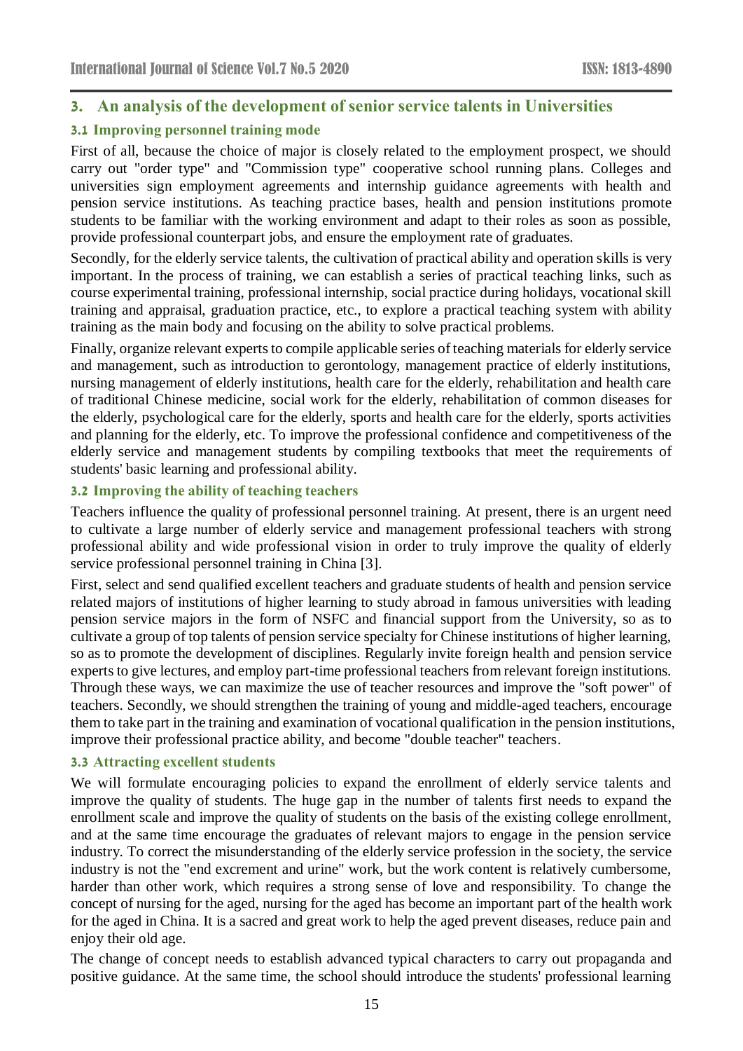## 3. An analysis of the development of senior service talents in Universities

### 3.1 Improving personnel training mode

First of all, because the choice of major is closely related to the employment prospect, we should carry out "order type" and "Commission type" cooperative school running plans. Colleges and universities sign employment agreements and internship guidance agreements with health and pension service institutions. As teaching practice bases, health and pension institutions promote students to be familiar with the working environment and adapt to their roles as soon as possible, provide professional counterpart jobs, and ensure the employment rate of graduates.

Secondly, for the elderly service talents, the cultivation of practical ability and operation skills is very important. In the process of training, we can establish a series of practical teaching links, such as course experimental training, professional internship, social practice during holidays, vocational skill training and appraisal, graduation practice, etc., to explore a practical teaching system with ability training as the main body and focusing on the ability to solve practical problems.

Finally, organize relevant experts to compile applicable series of teaching materials for elderly service and management, such as introduction to gerontology, management practice of elderly institutions, nursing management of elderly institutions, health care for the elderly, rehabilitation and health care of traditional Chinese medicine, social work for the elderly, rehabilitation of common diseases for the elderly, psychological care for the elderly, sports and health care for the elderly, sports activities and planning for the elderly, etc. To improve the professional confidence and competitiveness of the elderly service and management students by compiling textbooks that meet the requirements of students' basic learning and professional ability.

### 3.2 Improving the ability of teaching teachers

Teachers influence the quality of professional personnel training. At present, there is an urgent need to cultivate a large number of elderly service and management professional teachers with strong professional ability and wide professional vision in order to truly improve the quality of elderly service professional personnel training in China [3].

First, select and send qualified excellent teachers and graduate students of health and pension service related majors of institutions of higher learning to study abroad in famous universities with leading pension service majors in the form of NSFC and financial support from the University, so as to cultivate a group of top talents of pension service specialty for Chinese institutions of higher learning, so as to promote the development of disciplines. Regularly invite foreign health and pension service experts to give lectures, and employ part-time professional teachers from relevant foreign institutions. Through these ways, we can maximize the use of teacher resources and improve the "soft power" of teachers. Secondly, we should strengthen the training of young and middle-aged teachers, encourage them to take part in the training and examination of vocational qualification in the pension institutions, improve their professional practice ability, and become "double teacher" teachers.

### 3.3 Attracting excellent students

We will formulate encouraging policies to expand the enrollment of elderly service talents and improve the quality of students. The huge gap in the number of talents first needs to expand the enrollment scale and improve the quality of students on the basis of the existing college enrollment, and at the same time encourage the graduates of relevant majors to engage in the pension service industry. To correct the misunderstanding of the elderly service profession in the society, the service industry is not the "end excrement and urine" work, but the work content is relatively cumbersome, harder than other work, which requires a strong sense of love and responsibility. To change the concept of nursing for the aged, nursing for the aged has become an important part of the health work for the aged in China. It is a sacred and great work to help the aged prevent diseases, reduce pain and enjoy their old age.

The change of concept needs to establish advanced typical characters to carry out propaganda and positive guidance. At the same time, the school should introduce the students' professional learning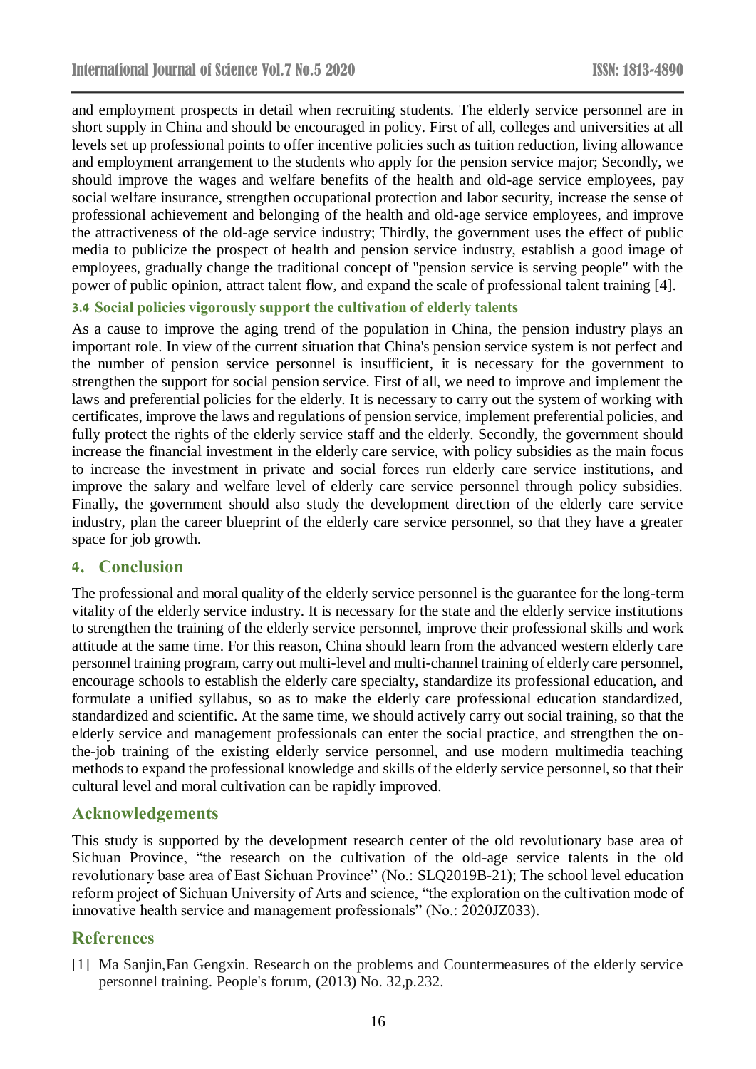and employment prospects in detail when recruiting students. The elderly service personnel are in short supply in China and should be encouraged in policy. First of all, colleges and universities at all levels set up professional points to offer incentive policies such as tuition reduction, living allowance and employment arrangement to the students who apply for the pension service major; Secondly, we should improve the wages and welfare benefits of the health and old-age service employees, pay social welfare insurance, strengthen occupational protection and labor security, increase the sense of professional achievement and belonging of the health and old-age service employees, and improve the attractiveness of the old-age service industry; Thirdly, the government uses the effect of public media to publicize the prospect of health and pension service industry, establish a good image of employees, gradually change the traditional concept of "pension service is serving people" with the power of public opinion, attract talent flow, and expand the scale of professional talent training [4].

### 3.4 Social policies vigorously support the cultivation of elderly talents

As a cause to improve the aging trend of the population in China, the pension industry plays an important role. In view of the current situation that China's pension service system is not perfect and the number of pension service personnel is insufficient, it is necessary for the government to strengthen the support for social pension service. First of all, we need to improve and implement the laws and preferential policies for the elderly. It is necessary to carry out the system of working with certificates, improve the laws and regulations of pension service, implement preferential policies, and fully protect the rights of the elderly service staff and the elderly. Secondly, the government should increase the financial investment in the elderly care service, with policy subsidies as the main focus to increase the investment in private and social forces run elderly care service institutions, and improve the salary and welfare level of elderly care service personnel through policy subsidies. Finally, the government should also study the development direction of the elderly care service industry, plan the career blueprint of the elderly care service personnel, so that they have a greater space for job growth.

## 4. Conclusion

The professional and moral quality of the elderly service personnel is the guarantee for the long-term vitality of the elderly service industry. It is necessary for the state and the elderly service institutions to strengthen the training of the elderly service personnel, improve their professional skills and work attitude at the same time. For this reason, China should learn from the advanced western elderly care personnel training program, carry out multi-level and multi-channel training of elderly care personnel, encourage schools to establish the elderly care specialty, standardize its professional education, and formulate a unified syllabus, so as to make the elderly care professional education standardized, standardized and scientific. At the same time, we should actively carry out social training, so that the elderly service and management professionals can enter the social practice, and strengthen the on-the-job training of the existing elderly service personnel, and use modern multimedia teaching methods to expand the professional knowledge and skills of the elderly service personnel, so that their cultural level and moral cultivation can be rapidly improved.

## Acknowledgements

This study is supported by the development research center of the old revolutionary base area of Sichuan Province, "the research on the cultivation of the old-age service talents in the old revolutionary base area of East Sichuan Province" (No.: SLQ2019B-21); The school level education reform project of Sichuan University of Arts and science, "the exploration on the cultivation mode of innovative health service and management professionals" (No.: 2020JZ033).

## References

[1] Ma Sanjin,Fan Gengxin. Research on the problems and Countermeasures of the elderly service personnel training. People's forum, (2013) No. 32,p.232.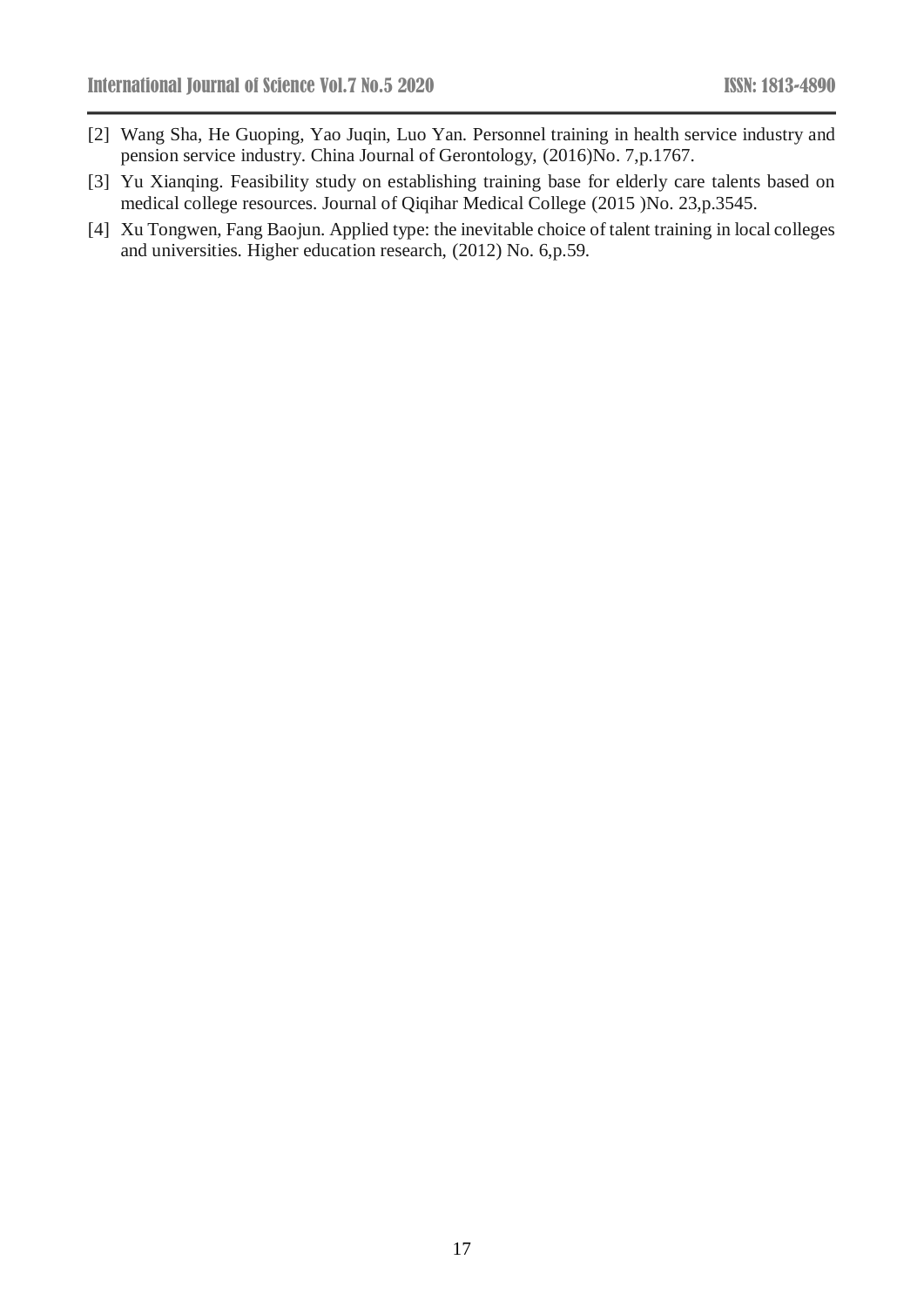[2] Wang Sha, He Guoping, Yao Juqin, Luo Yan. Personnel training in health service industry and pension service industry. China Journal of Gerontology, (2016)No. 7,p.1767.

[3] Yu Xianqing. Feasibility study on establishing training base for elderly care talents based on medical college resources. Journal of Qiqihar Medical College (2015 )No. 23,p.3545.

[4] Xu Tongwen, Fang Baojun. Applied type: the inevitable choice of talent training in local colleges and universities. Higher education research, (2012) No. 6,p.59.